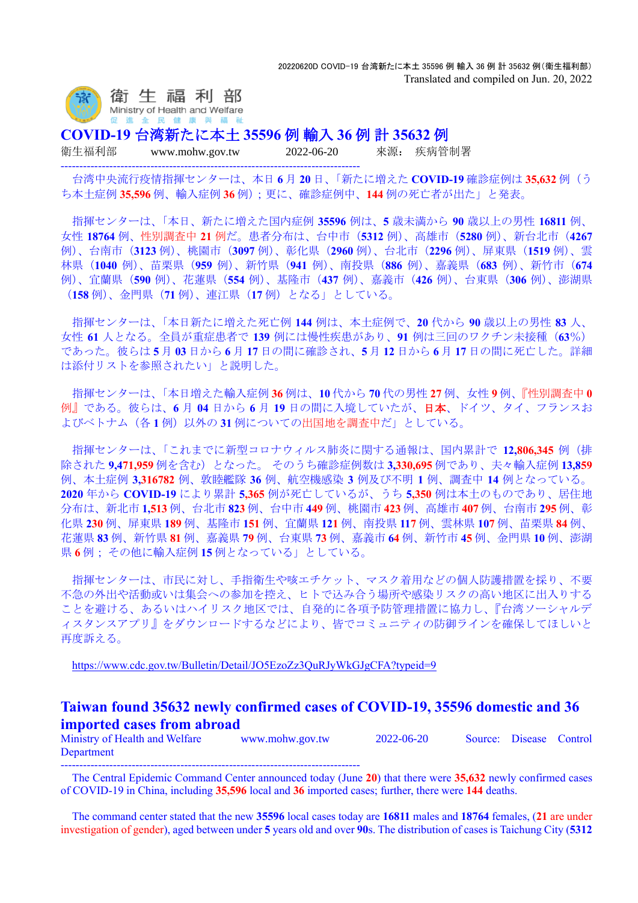20220620D COVID-19 台湾新たに本土 35596 例 輸入 36 例 計 35632 例(衛生福利部)
Translated and compiled on Jun. 20, 2022

衛生福利部
Ministry of Health and Welfare

# COVID-19 台湾新たに本土 35596 例 輸入 36 例 計 35632 例

衛生福利部　　www.mohw.gov.tw　　2022-06-20　　來源：　疾病管制署

---

台湾中央流行疫情指揮センターは、本日 **6** 月 **20** 日、「新たに増えた **COVID-19** 確診症例は **35,632** 例（うち本土症例 **35,596** 例、輸入症例 **36** 例）；更に、確診症例中、**144** 例の死亡者が出た」と発表。

指揮センターは、「本日、新たに増えた国内症例 **35596** 例は、**5** 歳未満から **90** 歳以上の男性 **16811** 例、女性 **18764** 例、性別調査中 **21** 例だ。患者分布は、台中市（**5312** 例）、高雄市（**5280** 例）、新台北市（**4267** 例）、台南市（**3123** 例）、桃園市（**3097** 例）、彰化県（**2960** 例）、台北市（**2296** 例）、屏東県（**1519** 例）、雲林県（**1040** 例）、苗栗県（**959** 例）、新竹県（**941** 例）、南投県（**886** 例）、嘉義県（**683** 例）、新竹市（**674** 例）、宜蘭県（**590** 例）、花蓮県（**554** 例）、基隆市（**437** 例）、嘉義市（**426** 例）、台東県（**306** 例）、澎湖県（**158** 例）、金門県（**71** 例）、連江県（**17** 例）となる」としている。

指揮センターは、「本日新たに増えた死亡例 **144** 例は、本土症例で、**20** 代から **90** 歳以上の男性 **83** 人、女性 **61** 人となる。全員が重症患者で **139** 例には慢性疾患があり、**91** 例は三回のワクチン未接種（**63**%）であった。彼らは **5** 月 **03** 日から **6** 月 **17** 日の間に確診され、**5** 月 **12** 日から **6** 月 **17** 日の間に死亡した。詳細は添付リストを参照されたい」と説明した。

指揮センターは、「本日増えた輸入症例 **36** 例は、**10** 代から **70** 代の男性 **27** 例、女性 **9** 例、『性別調査中 **0** 例』である。彼らは、**6** 月 **04** 日から **6** 月 **19** 日の間に入境していたが、日本、ドイツ、タイ、フランスおよびベトナム（各 **1** 例）以外の **31** 例についての出国地を調査中だ」としている。

指揮センターは、「これまでに新型コロナウィルス肺炎に関する通報は、国内累計で **12,806,345** 例（排除された **9,471,959** 例を含む）となった。そのうち確診症例数は **3,330,695** 例であり、夫々輸入症例 **13,859** 例、本土症例 **3,316782** 例、敦睦艦隊 **36** 例、航空機感染 **3** 例及び不明 **1** 例、調査中 **14** 例となっている。**2020** 年から **COVID-19** により累計 **5,365** 例が死亡しているが、うち **5,350** 例は本土のものであり、居住地分布は、新北市 **1,513** 例、台北市 **823** 例、台中市 **449** 例、桃園市 **423** 例、高雄市 **407** 例、台南市 **295** 例、彰化県 **230** 例、屏東県 **189** 例、基隆市 **151** 例、宜蘭県 **121** 例、南投県 **117** 例、雲林県 **107** 例、苗栗県 **84** 例、花蓮県 **83** 例、新竹県 **81** 例、嘉義県 **79** 例、台東県 **73** 例、嘉義市 **64** 例、新竹市 **45** 例、金門県 **10** 例、澎湖県 **6** 例；その他に輸入症例 **15** 例となっている」としている。

指揮センターは、市民に対し、手指衛生や咳エチケット、マスク着用などの個人防護措置を採り、不要不急の外出や活動或いは集会への参加を控え、ヒトで込み合う場所や感染リスクの高い地区に出入りすることを避ける、あるいはハイリスク地区では、自発的に各項予防管理措置に協力し、『台湾ソーシャルディスタンスアプリ』をダウンロードするなどにより、皆でコミュニティの防御ラインを確保してほしいと再度訴える。

https://www.cdc.gov.tw/Bulletin/Detail/JO5EzoZz3QuRJyWkGJgCFA?typeid=9

# Taiwan found 35632 newly confirmed cases of COVID-19, 35596 domestic and 36 imported cases from abroad

Ministry of Health and Welfare　　www.mohw.gov.tw　　2022-06-20　　Source: Disease Control Department

---

The Central Epidemic Command Center announced today (June **20**) that there were **35,632** newly confirmed cases of COVID-19 in China, including **35,596** local and **36** imported cases; further, there were **144** deaths.

The command center stated that the new **35596** local cases today are **16811** males and **18764** females, (**21** are under investigation of gender), aged between under **5** years old and over **90**s. The distribution of cases is Taichung City (**5312**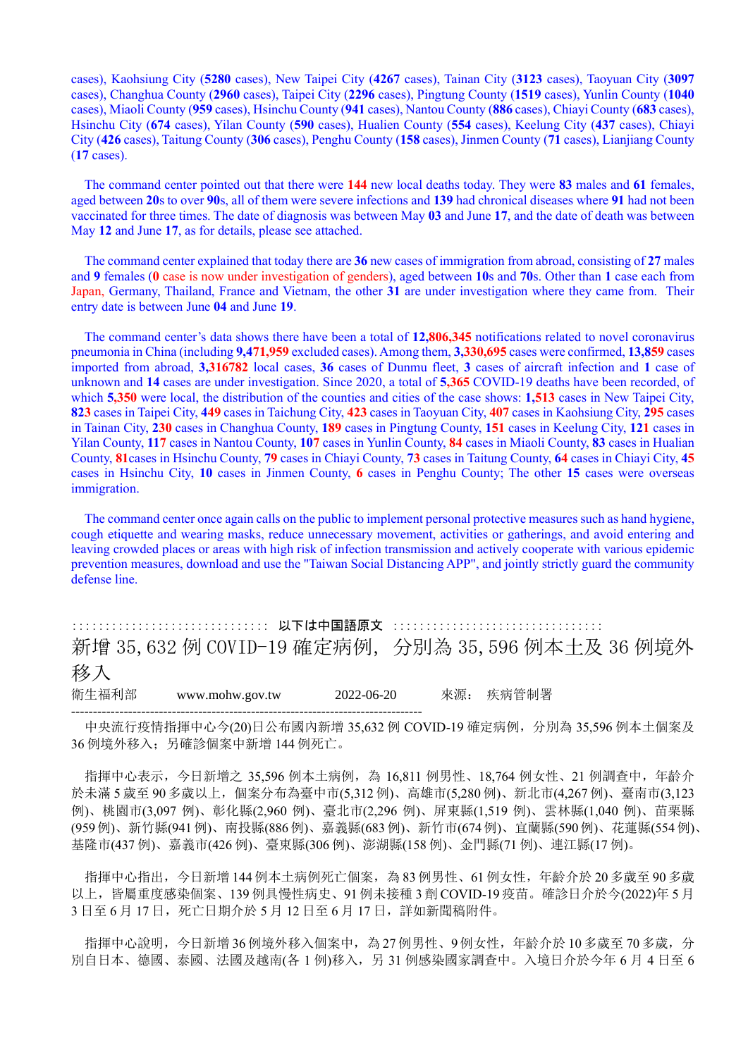cases), Kaohsiung City (**5280** cases), New Taipei City (**4267** cases), Tainan City (**3123** cases), Taoyuan City (**3097** cases), Changhua County (**2960** cases), Taipei City (**2296** cases), Pingtung County (**1519** cases), Yunlin County (**1040** cases), Miaoli County (**959** cases), Hsinchu County (**941** cases), Nantou County (**886** cases), Chiayi County (**683** cases), Hsinchu City (**674** cases), Yilan County (**590** cases), Hualien County (**554** cases), Keelung City (**437** cases), Chiayi City (**426** cases), Taitung County (**306** cases), Penghu County (**158** cases), Jinmen County (**71** cases), Lianjiang County (**17** cases).

The command center pointed out that there were **144** new local deaths today. They were **83** males and **61** females, aged between **20**s to over **90**s, all of them were severe infections and **139** had chronical diseases where **91** had not been vaccinated for three times. The date of diagnosis was between May **03** and June **17**, and the date of death was between May **12** and June **17**, as for details, please see attached.

The command center explained that today there are **36** new cases of immigration from abroad, consisting of **27** males and **9** females (**0** case is now under investigation of genders), aged between **10**s and **70**s. Other than **1** case each from Japan, Germany, Thailand, France and Vietnam, the other **31** are under investigation where they came from. Their entry date is between June **04** and June **19**.

The command center's data shows there have been a total of **12,806,345** notifications related to novel coronavirus pneumonia in China (including **9,471,959** excluded cases). Among them, **3,330,695** cases were confirmed, **13,859** cases imported from abroad, **3,316782** local cases, **36** cases of Dunmu fleet, **3** cases of aircraft infection and **1** case of unknown and **14** cases are under investigation. Since 2020, a total of **5,365** COVID-19 deaths have been recorded, of which **5,350** were local, the distribution of the counties and cities of the case shows: **1,513** cases in New Taipei City, **823** cases in Taipei City, **449** cases in Taichung City, **423** cases in Taoyuan City, **407** cases in Kaohsiung City, **295** cases in Tainan City, **230** cases in Changhua County, **189** cases in Pingtung County, **151** cases in Keelung City, **121** cases in Yilan County, **117** cases in Nantou County, **107** cases in Yunlin County, **84** cases in Miaoli County, **83** cases in Hualian County, **81**cases in Hsinchu County, **79** cases in Chiayi County, **73** cases in Taitung County, **64** cases in Chiayi City, **45** cases in Hsinchu City, **10** cases in Jinmen County, **6** cases in Penghu County; The other **15** cases were overseas immigration.

The command center once again calls on the public to implement personal protective measures such as hand hygiene, cough etiquette and wearing masks, reduce unnecessary movement, activities or gatherings, and avoid entering and leaving crowded places or areas with high risk of infection transmission and actively cooperate with various epidemic prevention measures, download and use the "Taiwan Social Distancing APP", and jointly strictly guard the community defense line.

:::::::::::::::::::::::::::::::: 以下は中国語原文 ::::::::::::::::::::::::::::::::

# 新增 35,632 例 COVID-19 確定病例，分別為 35,596 例本土及 36 例境外移入

衛生福利部　　www.mohw.gov.tw　　2022-06-20　　來源：　疾病管制署

--------------------------------------------------------------------------------

中央流行疫情指揮中心今(20)日公布國內新增 35,632 例 COVID-19 確定病例，分別為 35,596 例本土個案及 36 例境外移入；另確診個案中新增 144 例死亡。

指揮中心表示，今日新增之 35,596 例本土病例，為 16,811 例男性、18,764 例女性、21 例調查中，年齡介於未滿 5 歲至 90 多歲以上，個案分布為臺中市(5,312 例)、高雄市(5,280 例)、新北市(4,267 例)、臺南市(3,123 例)、桃園市(3,097 例)、彰化縣(2,960 例)、臺北市(2,296 例)、屏東縣(1,519 例)、雲林縣(1,040 例)、苗栗縣(959 例)、新竹縣(941 例)、南投縣(886 例)、嘉義縣(683 例)、新竹市(674 例)、宜蘭縣(590 例)、花蓮縣(554 例)、基隆市(437 例)、嘉義市(426 例)、臺東縣(306 例)、澎湖縣(158 例)、金門縣(71 例)、連江縣(17 例)。

指揮中心指出，今日新增 144 例本土病例死亡個案，為 83 例男性、61 例女性，年齡介於 20 多歲至 90 多歲以上，皆屬重度感染個案、139 例具慢性病史、91 例未接種 3 劑 COVID-19 疫苗。確診日介於今(2022)年 5 月 3 日至 6 月 17 日，死亡日期介於 5 月 12 日至 6 月 17 日，詳如新聞稿附件。

指揮中心說明，今日新增 36 例境外移入個案中，為 27 例男性、9 例女性，年齡介於 10 多歲至 70 多歲，分別自日本、德國、泰國、法國及越南(各 1 例)移入，另 31 例感染國家調查中。入境日介於今年 6 月 4 日至 6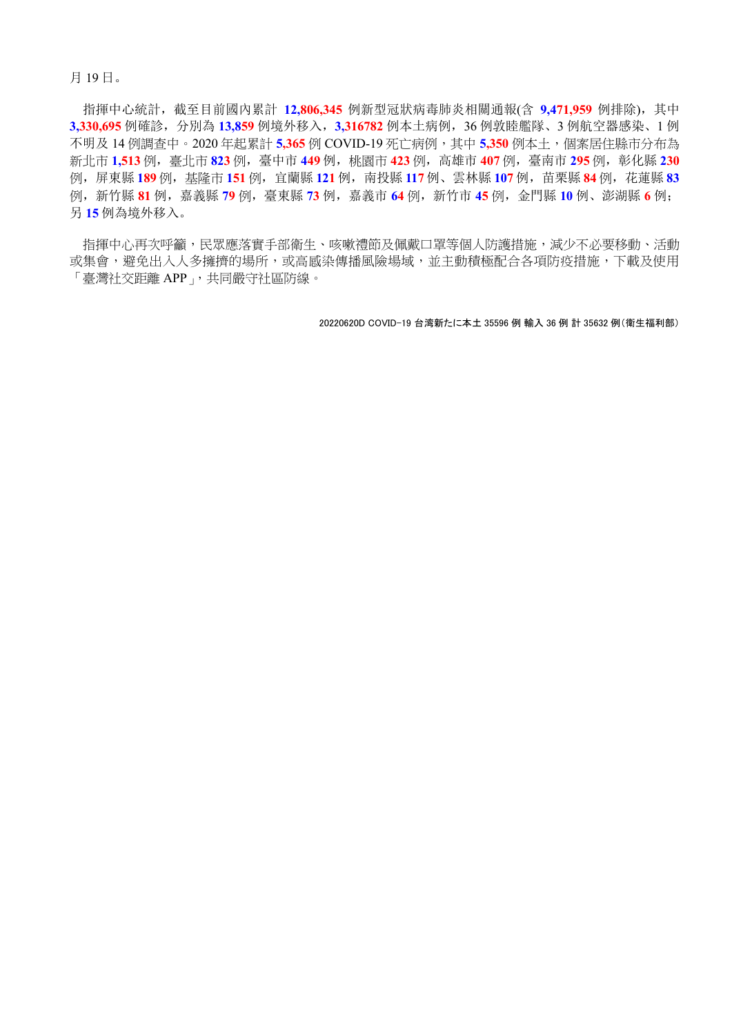月 19 日。

指揮中心統計，截至目前國內累計 **12,806,345** 例新型冠狀病毒肺炎相關通報(含 **9,471,959** 例排除)，其中 **3,330,695** 例確診，分別為 **13,859** 例境外移入，**3,316782** 例本土病例，36 例敦睦艦隊、3 例航空器感染、1 例不明及 14 例調查中。2020 年起累計 **5,365** 例 COVID-19 死亡病例，其中 **5,350** 例本土，個案居住縣市分布為新北市 **1,513** 例，臺北市 **823** 例，臺中市 **449** 例，桃園市 **423** 例，高雄市 **407** 例，臺南市 **295** 例，彰化縣 **230** 例，屏東縣 **189** 例，基隆市 **151** 例，宜蘭縣 **121** 例，南投縣 **117** 例、雲林縣 **107** 例，苗栗縣 **84** 例，花蓮縣 **83** 例，新竹縣 **81** 例，嘉義縣 **79** 例，臺東縣 **73** 例，嘉義市 **64** 例，新竹市 **45** 例，金門縣 **10** 例、澎湖縣 **6** 例；另 **15** 例為境外移入。

指揮中心再次呼籲，民眾應落實手部衛生、咳嗽禮節及佩戴口罩等個人防護措施，減少不必要移動、活動或集會，避免出入人多擁擠的場所，或高感染傳播風險場域，並主動積極配合各項防疫措施，下載及使用「臺灣社交距離 APP」，共同嚴守社區防線。

20220620D COVID-19 台湾新たに本土 35596 例 輸入 36 例 計 35632 例(衛生福利部)